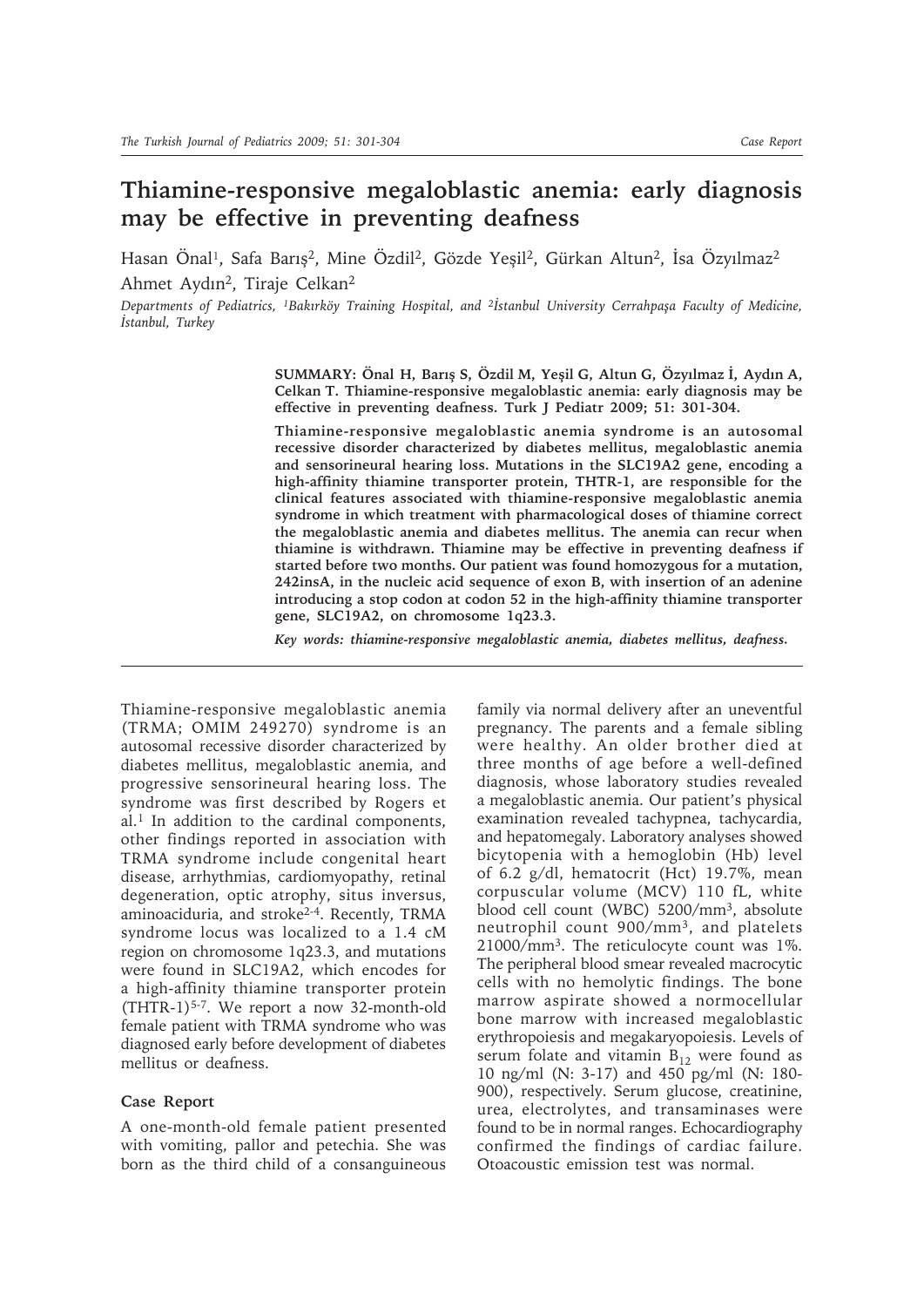# Thiamine-responsive megaloblastic anemia: early diagnosis may be effective in preventing deafness

Hasan Önal[1], Safa Barış[2], Mine Özdil[2], Gözde Yeşil[2], Gürkan Altun[2], İsa Özyılmaz[2] Ahmet Aydın[2], Tiraje Celkan[2]

*Departments of Pediatrics, [1]Bakırköy Training Hospital, and [2]İstanbul University Cerrahpaşa Faculty of Medicine, İstanbul, Turkey*

**SUMMARY: Önal H, Barış S, Özdil M, Yeşil G, Altun G, Özyılmaz İ, Aydın A, Celkan T. Thiamine-responsive megaloblastic anemia: early diagnosis may be effective in preventing deafness. Turk J Pediatr 2009; 51: 301-304.**

**Thiamine-responsive megaloblastic anemia syndrome is an autosomal recessive disorder characterized by diabetes mellitus, megaloblastic anemia and sensorineural hearing loss. Mutations in the SLC19A2 gene, encoding a high-affinity thiamine transporter protein, THTR-1, are responsible for the clinical features associated with thiamine-responsive megaloblastic anemia syndrome in which treatment with pharmacological doses of thiamine correct the megaloblastic anemia and diabetes mellitus. The anemia can recur when thiamine is withdrawn. Thiamine may be effective in preventing deafness if started before two months. Our patient was found homozygous for a mutation, 242insA, in the nucleic acid sequence of exon B, with insertion of an adenine introducing a stop codon at codon 52 in the high-affinity thiamine transporter gene, SLC19A2, on chromosome 1q23.3.**

***Key words: thiamine-responsive megaloblastic anemia, diabetes mellitus, deafness.***

Thiamine-responsive megaloblastic anemia (TRMA; OMIM 249270) syndrome is an autosomal recessive disorder characterized by diabetes mellitus, megaloblastic anemia, and progressive sensorineural hearing loss. The syndrome was first described by Rogers et al.[1] In addition to the cardinal components, other findings reported in association with TRMA syndrome include congenital heart disease, arrhythmias, cardiomyopathy, retinal degeneration, optic atrophy, situs inversus, aminoaciduria, and stroke[2-4]. Recently, TRMA syndrome locus was localized to a 1.4 cM region on chromosome 1q23.3, and mutations were found in SLC19A2, which encodes for a high-affinity thiamine transporter protein (THTR-1)[5-7]. We report a now 32-month-old female patient with TRMA syndrome who was diagnosed early before development of diabetes mellitus or deafness.

## Case Report

A one-month-old female patient presented with vomiting, pallor and petechia. She was born as the third child of a consanguineous family via normal delivery after an uneventful pregnancy. The parents and a female sibling were healthy. An older brother died at three months of age before a well-defined diagnosis, whose laboratory studies revealed a megaloblastic anemia. Our patient's physical examination revealed tachypnea, tachycardia, and hepatomegaly. Laboratory analyses showed bicytopenia with a hemoglobin (Hb) level of 6.2 g/dl, hematocrit (Hct) 19.7%, mean corpuscular volume (MCV) 110 fL, white blood cell count (WBC) 5200/mm$^3$, absolute neutrophil count 900/mm$^3$, and platelets 21000/mm$^3$. The reticulocyte count was 1%. The peripheral blood smear revealed macrocytic cells with no hemolytic findings. The bone marrow aspirate showed a normocellular bone marrow with increased megaloblastic erythropoiesis and megakaryopoiesis. Levels of serum folate and vitamin $B_{12}$ were found as 10 ng/ml (N: 3-17) and 450 pg/ml (N: 180-900), respectively. Serum glucose, creatinine, urea, electrolytes, and transaminases were found to be in normal ranges. Echocardiography confirmed the findings of cardiac failure. Otoacoustic emission test was normal.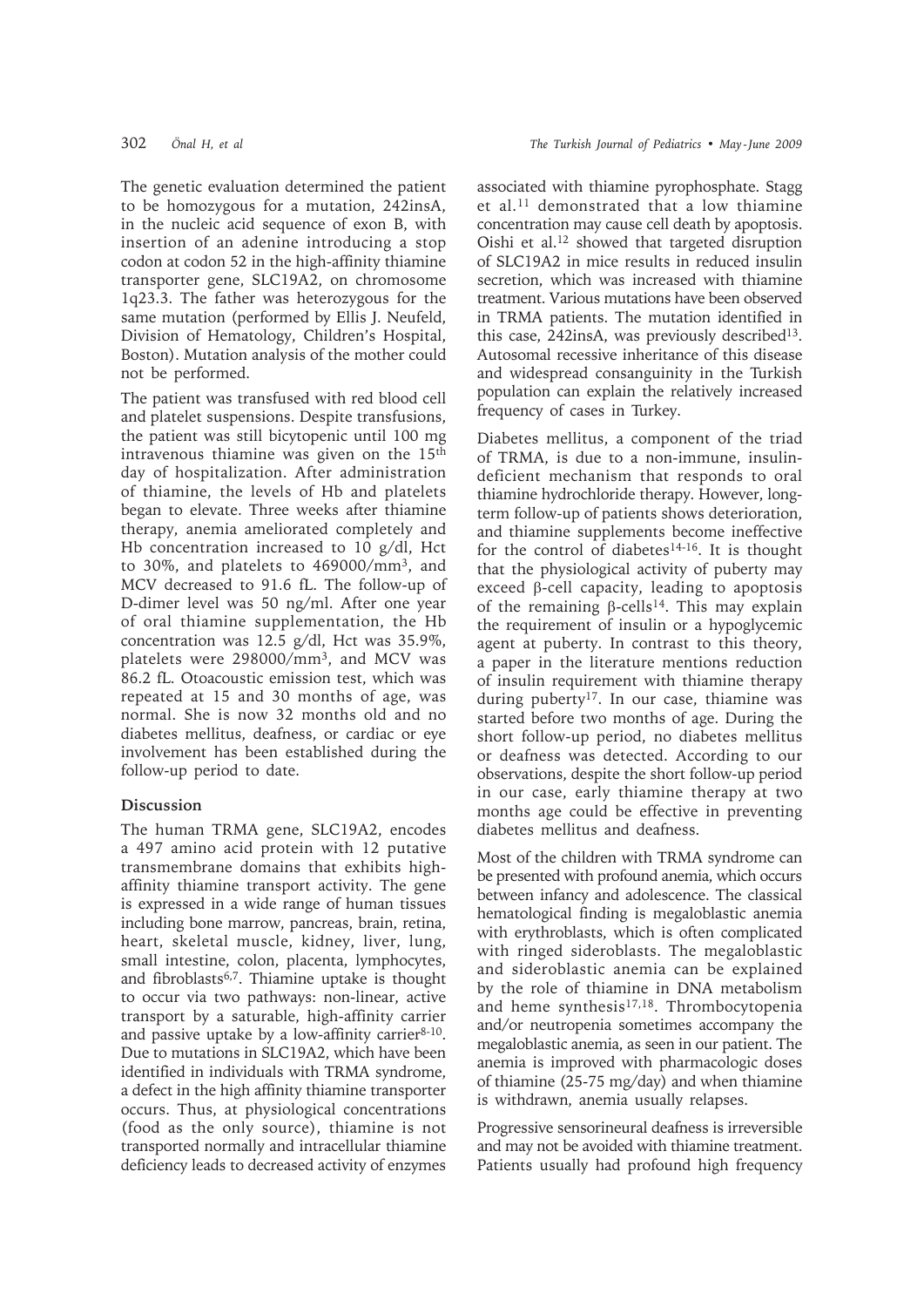The genetic evaluation determined the patient to be homozygous for a mutation, 242insA, in the nucleic acid sequence of exon B, with insertion of an adenine introducing a stop codon at codon 52 in the high-affinity thiamine transporter gene, SLC19A2, on chromosome 1q23.3. The father was heterozygous for the same mutation (performed by Ellis J. Neufeld, Division of Hematology, Children's Hospital, Boston). Mutation analysis of the mother could not be performed.

The patient was transfused with red blood cell and platelet suspensions. Despite transfusions, the patient was still bicytopenic until 100 mg intravenous thiamine was given on the 15th day of hospitalization. After administration of thiamine, the levels of Hb and platelets began to elevate. Three weeks after thiamine therapy, anemia ameliorated completely and Hb concentration increased to 10 g/dl, Hct to 30%, and platelets to 469000/mm$^3$, and MCV decreased to 91.6 fL. The follow-up of D-dimer level was 50 ng/ml. After one year of oral thiamine supplementation, the Hb concentration was 12.5 g/dl, Hct was 35.9%, platelets were 298000/mm$^3$, and MCV was 86.2 fL. Otoacoustic emission test, which was repeated at 15 and 30 months of age, was normal. She is now 32 months old and no diabetes mellitus, deafness, or cardiac or eye involvement has been established during the follow-up period to date.

## Discussion

The human TRMA gene, SLC19A2, encodes a 497 amino acid protein with 12 putative transmembrane domains that exhibits high-affinity thiamine transport activity. The gene is expressed in a wide range of human tissues including bone marrow, pancreas, brain, retina, heart, skeletal muscle, kidney, liver, lung, small intestine, colon, placenta, lymphocytes, and fibroblasts[6,7]. Thiamine uptake is thought to occur via two pathways: non-linear, active transport by a saturable, high-affinity carrier and passive uptake by a low-affinity carrier[8-10]. Due to mutations in SLC19A2, which have been identified in individuals with TRMA syndrome, a defect in the high affinity thiamine transporter occurs. Thus, at physiological concentrations (food as the only source), thiamine is not transported normally and intracellular thiamine deficiency leads to decreased activity of enzymes associated with thiamine pyrophosphate. Stagg et al.[11] demonstrated that a low thiamine concentration may cause cell death by apoptosis. Oishi et al.[12] showed that targeted disruption of SLC19A2 in mice results in reduced insulin secretion, which was increased with thiamine treatment. Various mutations have been observed in TRMA patients. The mutation identified in this case, 242insA, was previously described[13]. Autosomal recessive inheritance of this disease and widespread consanguinity in the Turkish population can explain the relatively increased frequency of cases in Turkey.

Diabetes mellitus, a component of the triad of TRMA, is due to a non-immune, insulin-deficient mechanism that responds to oral thiamine hydrochloride therapy. However, long-term follow-up of patients shows deterioration, and thiamine supplements become ineffective for the control of diabetes[14-16]. It is thought that the physiological activity of puberty may exceed β-cell capacity, leading to apoptosis of the remaining β-cells[14]. This may explain the requirement of insulin or a hypoglycemic agent at puberty. In contrast to this theory, a paper in the literature mentions reduction of insulin requirement with thiamine therapy during puberty[17]. In our case, thiamine was started before two months of age. During the short follow-up period, no diabetes mellitus or deafness was detected. According to our observations, despite the short follow-up period in our case, early thiamine therapy at two months age could be effective in preventing diabetes mellitus and deafness.

Most of the children with TRMA syndrome can be presented with profound anemia, which occurs between infancy and adolescence. The classical hematological finding is megaloblastic anemia with erythroblasts, which is often complicated with ringed sideroblasts. The megaloblastic and sideroblastic anemia can be explained by the role of thiamine in DNA metabolism and heme synthesis[17,18]. Thrombocytopenia and/or neutropenia sometimes accompany the megaloblastic anemia, as seen in our patient. The anemia is improved with pharmacologic doses of thiamine (25-75 mg/day) and when thiamine is withdrawn, anemia usually relapses.

Progressive sensorineural deafness is irreversible and may not be avoided with thiamine treatment. Patients usually had profound high frequency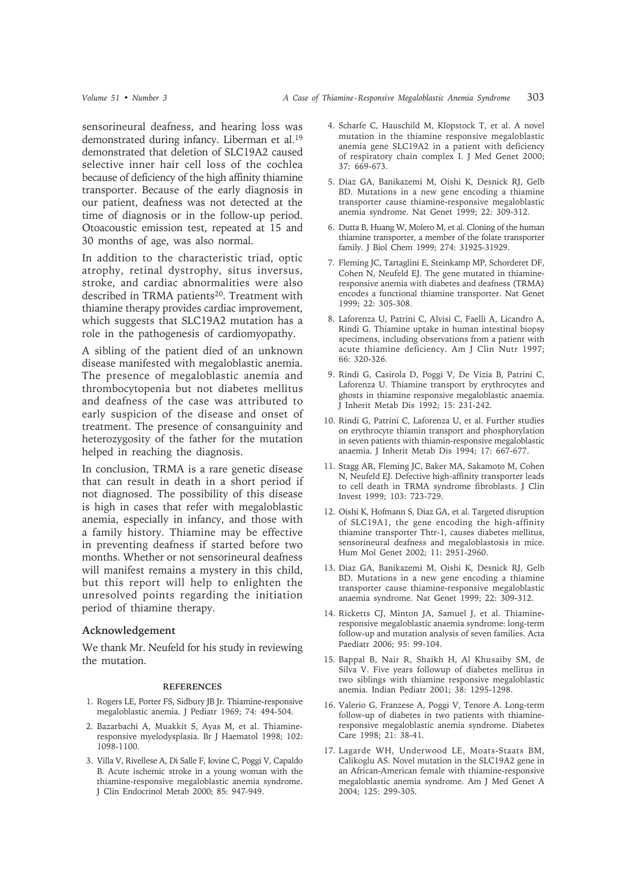sensorineural deafness, and hearing loss was demonstrated during infancy. Liberman et al.[19] demonstrated that deletion of SLC19A2 caused selective inner hair cell loss of the cochlea because of deficiency of the high affinity thiamine transporter. Because of the early diagnosis in our patient, deafness was not detected at the time of diagnosis or in the follow-up period. Otoacoustic emission test, repeated at 15 and 30 months of age, was also normal.

In addition to the characteristic triad, optic atrophy, retinal dystrophy, situs inversus, stroke, and cardiac abnormalities were also described in TRMA patients[20]. Treatment with thiamine therapy provides cardiac improvement, which suggests that SLC19A2 mutation has a role in the pathogenesis of cardiomyopathy.

A sibling of the patient died of an unknown disease manifested with megaloblastic anemia. The presence of megaloblastic anemia and thrombocytopenia but not diabetes mellitus and deafness of the case was attributed to early suspicion of the disease and onset of treatment. The presence of consanguinity and heterozygosity of the father for the mutation helped in reaching the diagnosis.

In conclusion, TRMA is a rare genetic disease that can result in death in a short period if not diagnosed. The possibility of this disease is high in cases that refer with megaloblastic anemia, especially in infancy, and those with a family history. Thiamine may be effective in preventing deafness if started before two months. Whether or not sensorineural deafness will manifest remains a mystery in this child, but this report will help to enlighten the unresolved points regarding the initiation period of thiamine therapy.

## Acknowledgement

We thank Mr. Neufeld for his study in reviewing the mutation.

## REFERENCES

1. Rogers LE, Porter FS, Sidbury JB Jr. Thiamine-responsive megaloblastic anemia. J Pediatr 1969; 74: 494-504.
2. Bazarbachi A, Muakkit S, Ayas M, et al. Thiamine-responsive myelodysplasia. Br J Haematol 1998; 102: 1098-1100.
3. Villa V, Rivellese A, Di Salle F, Iovine C, Poggi V, Capaldo B. Acute ischemic stroke in a young woman with the thiamine-responsive megaloblastic anemia syndrome. J Clin Endocrinol Metab 2000; 85: 947-949.
4. Scharfe C, Hauschild M, Klopstock T, et al. A novel mutation in the thiamine responsive megaloblastic anemia gene SLC19A2 in a patient with deficiency of respiratory chain complex I. J Med Genet 2000; 37: 669-673.
5. Diaz GA, Banikazemi M, Oishi K, Desnick RJ, Gelb BD. Mutations in a new gene encoding a thiamine transporter cause thiamine-responsive megaloblastic anemia syndrome. Nat Genet 1999; 22: 309-312.
6. Dutta B, Huang W, Molero M, et al. Cloning of the human thiamine transporter, a member of the folate transporter family. J Biol Chem 1999; 274: 31925-31929.
7. Fleming JC, Tartaglini E, Steinkamp MP, Schorderet DF, Cohen N, Neufeld EJ. The gene mutated in thiamine-responsive anemia with diabetes and deafness (TRMA) encodes a functional thiamine transporter. Nat Genet 1999; 22: 305-308.
8. Laforenza U, Patrini C, Alvisi C, Faelli A, Licandro A, Rindi G. Thiamine uptake in human intestinal biopsy specimens, including observations from a patient with acute thiamine deficiency. Am J Clin Nutr 1997; 66: 320-326.
9. Rindi G, Casirola D, Poggi V, De Vizia B, Patrini C, Laforenza U. Thiamine transport by erythrocytes and ghosts in thiamine responsive megaloblastic anaemia. J Inherit Metab Dis 1992; 15: 231-242.
10. Rindi G, Patrini C, Laforenza U, et al. Further studies on erythrocyte thiamin transport and phosphorylation in seven patients with thiamin-responsive megaloblastic anaemia. J Inherit Metab Dis 1994; 17: 667-677.
11. Stagg AR, Fleming JC, Baker MA, Sakamoto M, Cohen N, Neufeld EJ. Defective high-affinity transporter leads to cell death in TRMA syndrome fibroblasts. J Clin Invest 1999; 103: 723-729.
12. Oishi K, Hofmann S, Diaz GA, et al. Targeted disruption of SLC19A1, the gene encoding the high-affinity thiamine transporter Thtr-1, causes diabetes mellitus, sensorineural deafness and megaloblastosis in mice. Hum Mol Genet 2002; 11: 2951-2960.
13. Diaz GA, Banikazemi M, Oishi K, Desnick RJ, Gelb BD. Mutations in a new gene encoding a thiamine transporter cause thiamine-responsive megaloblastic anaemia syndrome. Nat Genet 1999; 22: 309-312.
14. Ricketts CJ, Minton JA, Samuel J, et al. Thiamine-responsive megaloblastic anaemia syndrome: long-term follow-up and mutation analysis of seven families. Acta Paediatr 2006; 95: 99-104.
15. Bappal B, Nair R, Shaikh H, Al Khusaiby SM, de Silva V. Five years followup of diabetes mellitus in two siblings with thiamine responsive megaloblastic anemia. Indian Pediatr 2001; 38: 1295-1298.
16. Valerio G, Franzese A, Poggi V, Tenore A. Long-term follow-up of diabetes in two patients with thiamine-responsive megaloblastic anemia syndrome. Diabetes Care 1998; 21: 38-41.
17. Lagarde WH, Underwood LE, Moats-Staats BM, Calikoglu AS. Novel mutation in the SLC19A2 gene in an African-American female with thiamine-responsive megaloblastic anemia syndrome. Am J Med Genet A 2004; 125: 299-305.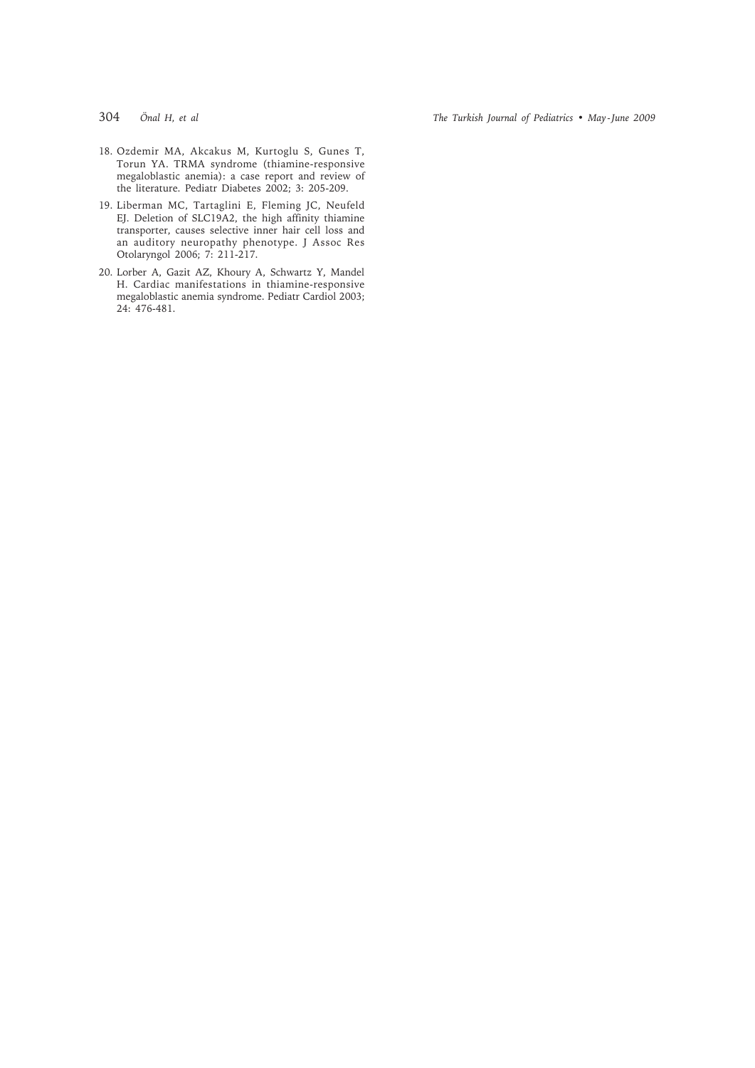18. Ozdemir MA, Akcakus M, Kurtoglu S, Gunes T, Torun YA. TRMA syndrome (thiamine-responsive megaloblastic anemia): a case report and review of the literature. Pediatr Diabetes 2002; 3: 205-209.
19. Liberman MC, Tartaglini E, Fleming JC, Neufeld EJ. Deletion of SLC19A2, the high affinity thiamine transporter, causes selective inner hair cell loss and an auditory neuropathy phenotype. J Assoc Res Otolaryngol 2006; 7: 211-217.
20. Lorber A, Gazit AZ, Khoury A, Schwartz Y, Mandel H. Cardiac manifestations in thiamine-responsive megaloblastic anemia syndrome. Pediatr Cardiol 2003; 24: 476-481.